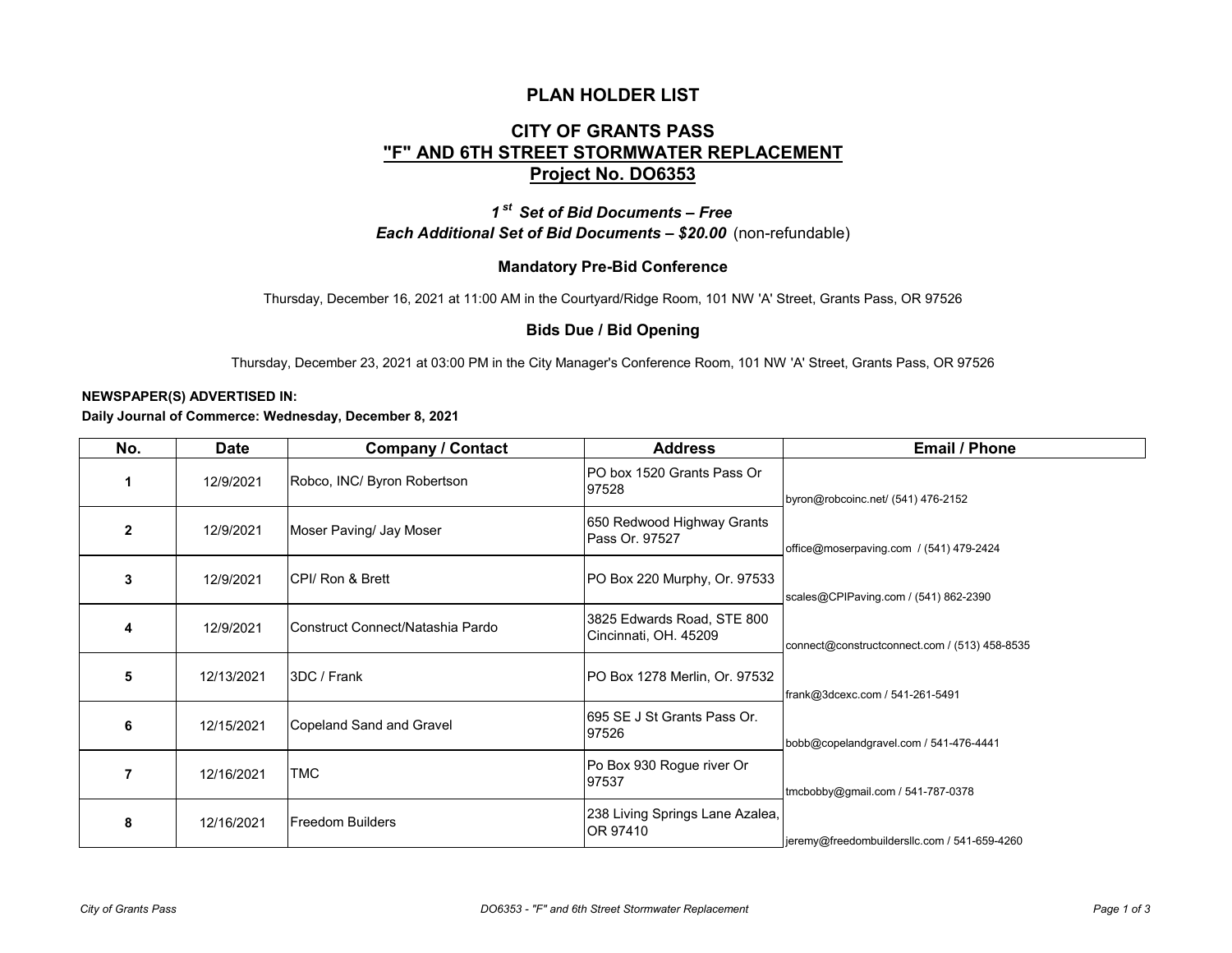# PLAN HOLDER LIST

## CITY OF GRANTS PASS

## "F" AND 6TH STREET STORMWATER REPLACEMENT

## Project No. DO6353

***1st Set of Bid Documents – Free***

***Each Additional Set of Bid Documents – $20.00*** (non-refundable)

### Mandatory Pre-Bid Conference

Thursday, December 16, 2021 at 11:00 AM in the Courtyard/Ridge Room, 101 NW 'A' Street, Grants Pass, OR 97526

### Bids Due / Bid Opening

Thursday, December 23, 2021 at 03:00 PM in the City Manager's Conference Room, 101 NW 'A' Street, Grants Pass, OR 97526

**NEWSPAPER(S) ADVERTISED IN:**

**Daily Journal of Commerce: Wednesday, December 8, 2021**

| No. | Date | Company / Contact | Address | Email / Phone |
|---|---|---|---|---|
| 1 | 12/9/2021 | Robco, INC/ Byron Robertson | PO box 1520 Grants Pass Or 97528 | byron@robcoinc.net/ (541) 476-2152 |
| 2 | 12/9/2021 | Moser Paving/ Jay Moser | 650 Redwood Highway Grants Pass Or. 97527 | office@moserpaving.com / (541) 479-2424 |
| 3 | 12/9/2021 | CPI/ Ron & Brett | PO Box 220 Murphy, Or. 97533 | scales@CPIPaving.com / (541) 862-2390 |
| 4 | 12/9/2021 | Construct Connect/Natashia Pardo | 3825 Edwards Road, STE 800 Cincinnati, OH. 45209 | connect@constructconnect.com / (513) 458-8535 |
| 5 | 12/13/2021 | 3DC / Frank | PO Box 1278 Merlin, Or. 97532 | frank@3dcexc.com / 541-261-5491 |
| 6 | 12/15/2021 | Copeland Sand and Gravel | 695 SE J St Grants Pass Or. 97526 | bobb@copelandgravel.com / 541-476-4441 |
| 7 | 12/16/2021 | TMC | Po Box 930 Rogue river Or 97537 | tmcbobby@gmail.com / 541-787-0378 |
| 8 | 12/16/2021 | Freedom Builders | 238 Living Springs Lane Azalea, OR 97410 | jeremy@freedombuildersllc.com / 541-659-4260 |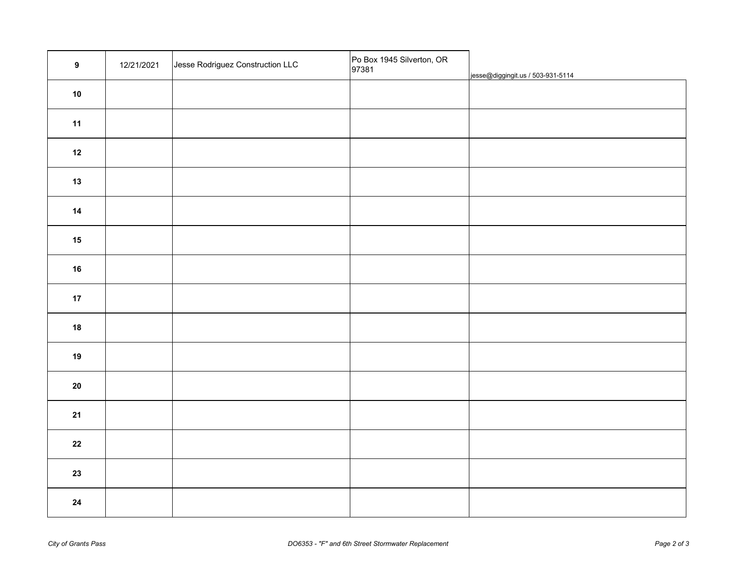| | | | | |
|---|---|---|---|---|
| **9** | 12/21/2021 | Jesse Rodriguez Construction LLC | Po Box 1945 Silverton, OR 97381 | jesse@diggingit.us / 503-931-5114 |
| **10** | | | | |
| **11** | | | | |
| **12** | | | | |
| **13** | | | | |
| **14** | | | | |
| **15** | | | | |
| **16** | | | | |
| **17** | | | | |
| **18** | | | | |
| **19** | | | | |
| **20** | | | | |
| **21** | | | | |
| **22** | | | | |
| **23** | | | | |
| **24** | | | | |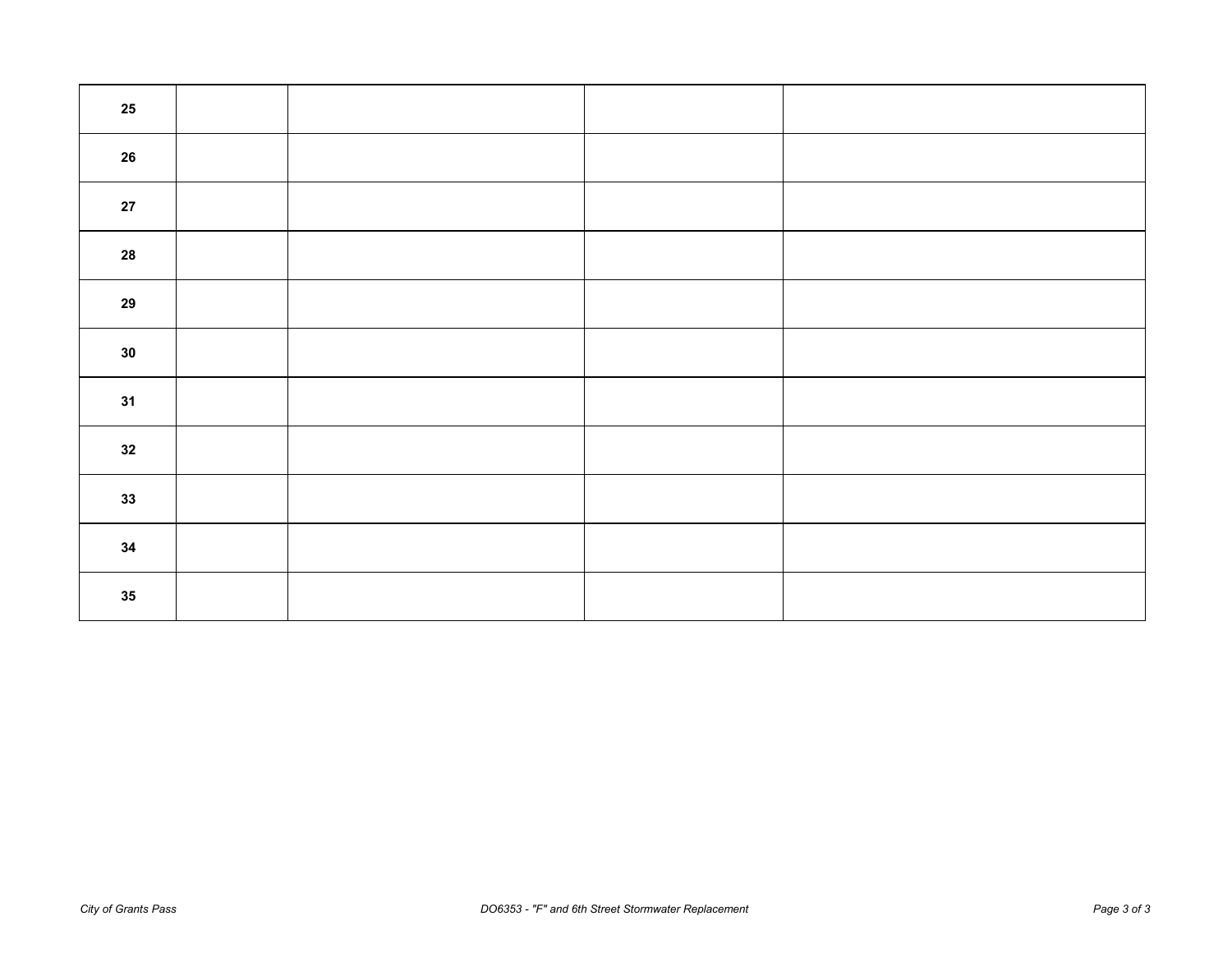| | | | | |
|---|---|---|---|---|
| **25** | | | | |
| **26** | | | | |
| **27** | | | | |
| **28** | | | | |
| **29** | | | | |
| **30** | | | | |
| **31** | | | | |
| **32** | | | | |
| **33** | | | | |
| **34** | | | | |
| **35** | | | | |